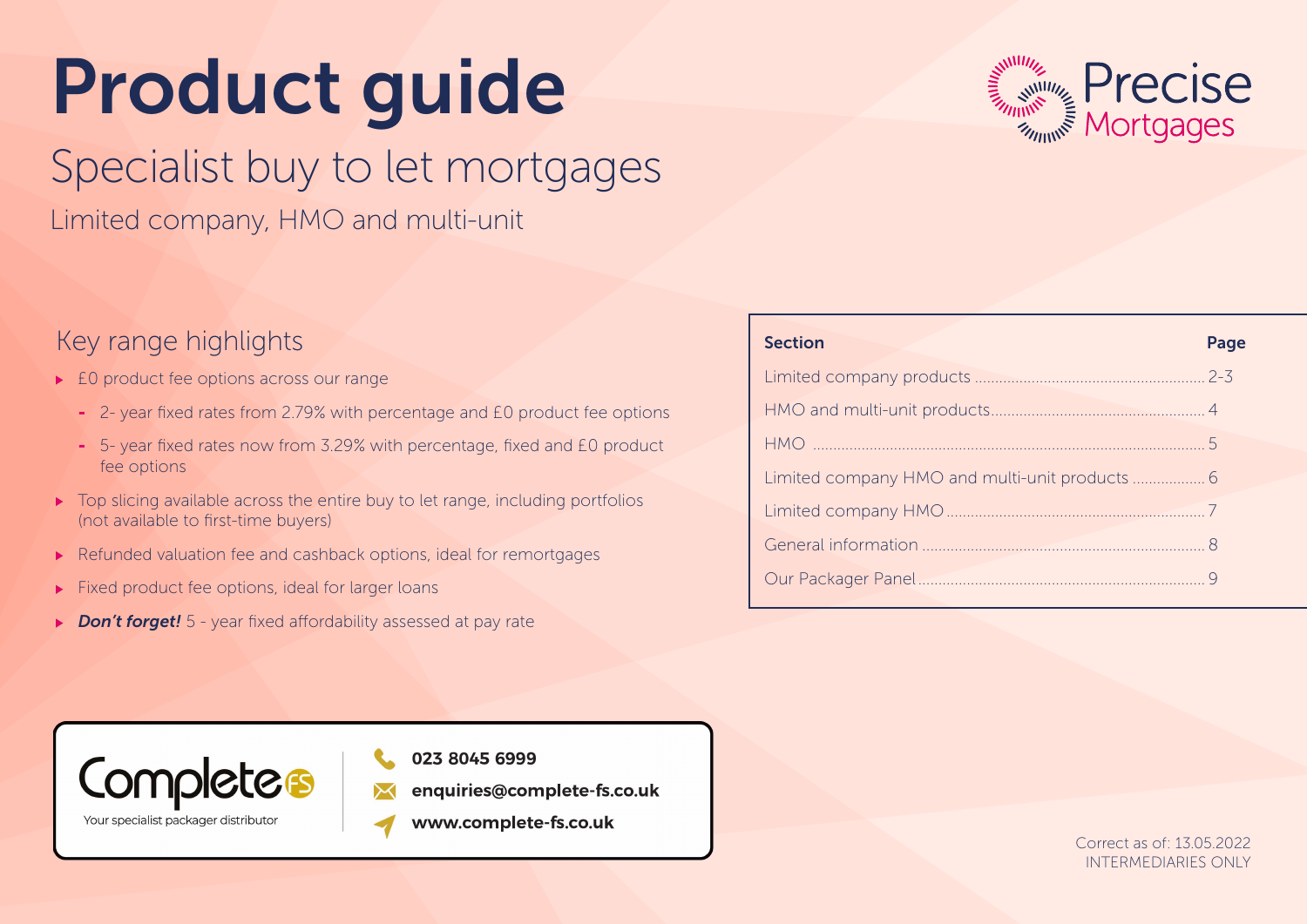# Product guide

## Specialist buy to let mortgages

Limited company, HMO and multi-unit

Precise Mortgages

### Key range highlights

- £0 product fee options across our range
  - 2- year fixed rates from 2.79% with percentage and £0 product fee options
  - 5- year fixed rates now from 3.29% with percentage, fixed and £0 product fee options
- Top slicing available across the entire buy to let range, including portfolios (not available to first-time buyers)
- Refunded valuation fee and cashback options, ideal for remortgages
- Fixed product fee options, ideal for larger loans
- ***Don't forget!*** 5 - year fixed affordability assessed at pay rate

| Section | Page |
|---|---|
| Limited company products | 2-3 |
| HMO and multi-unit products | 4 |
| HMO | 5 |
| Limited company HMO and multi-unit products | 6 |
| Limited company HMO | 7 |
| General information | 8 |
| Our Packager Panel | 9 |

Complete FS
Your specialist packager distributor

**023 8045 6999**
**enquiries@complete-fs.co.uk**
**www.complete-fs.co.uk**

Correct as of: 13.05.2022
INTERMEDIARIES ONLY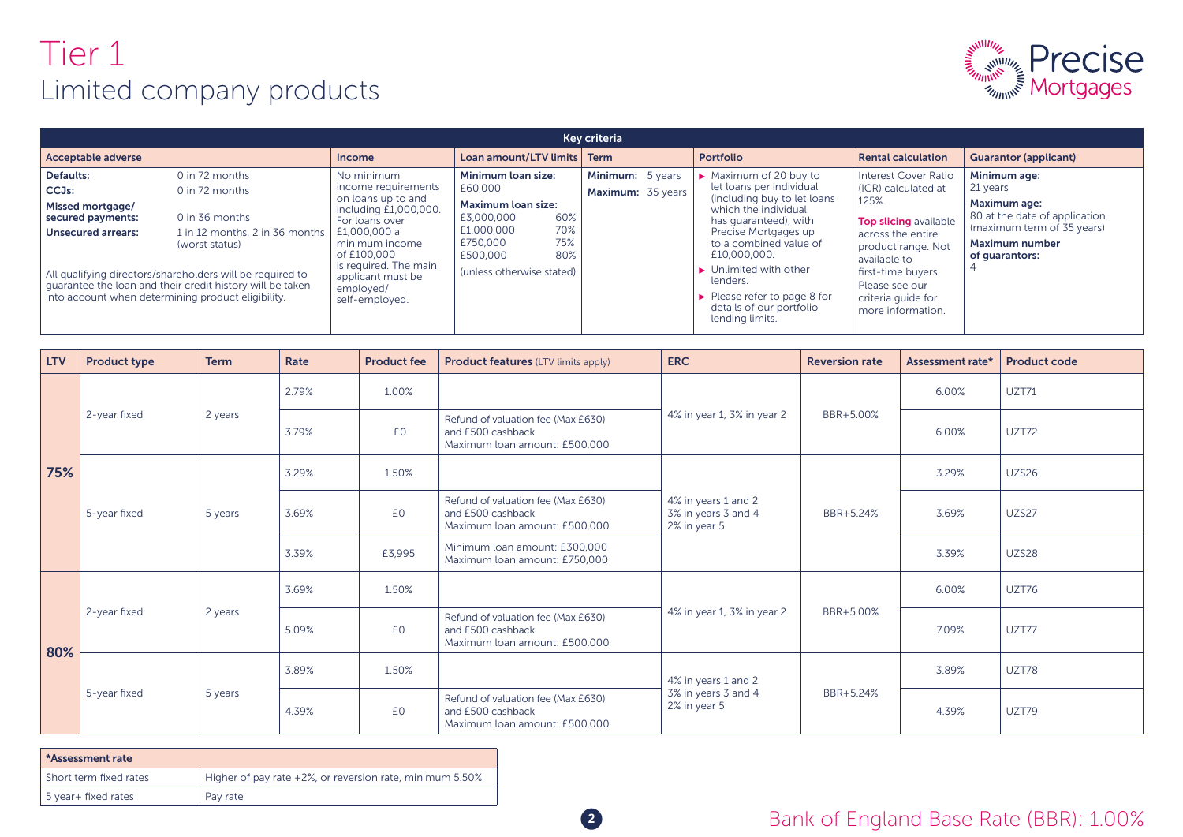# Tier 1
## Limited company products

**Key criteria**

| Acceptable adverse | Income | Loan amount/LTV limits | Term | Portfolio | Rental calculation | Guarantor (applicant) |
|---|---|---|---|---|---|---|
| **Defaults:** 0 in 72 months<br>**CCJs:** 0 in 72 months<br>**Missed mortgage/ secured payments:** 0 in 36 months<br>**Unsecured arrears:** 1 in 12 months, 2 in 36 months (worst status)<br><br>All qualifying directors/shareholders will be required to guarantee the loan and their credit history will be taken into account when determining product eligibility. | No minimum income requirements on loans up to and including £1,000,000. For loans over £1,000,000 a minimum income of £100,000 is required. The main applicant must be employed/ self-employed. | **Minimum loan size:** £60,000<br>**Maximum loan size:**<br>£3,000,000 60%<br>£1,000,000 70%<br>£750,000 75%<br>£500,000 80%<br>(unless otherwise stated) | **Minimum:** 5 years<br>**Maximum:** 35 years | ► Maximum of 20 buy to let loans per individual (including buy to let loans which the individual has guaranteed), with Precise Mortgages up to a combined value of £10,000,000.<br>► Unlimited with other lenders.<br>► Please refer to page 8 for details of our portfolio lending limits. | Interest Cover Ratio (ICR) calculated at 125%.<br><br>Top slicing available across the entire product range. Not available to first-time buyers. Please see our criteria guide for more information. | **Minimum age:** 21 years<br>**Maximum age:** 80 at the date of application (maximum term of 35 years)<br>**Maximum number of guarantors:** 4 |

| LTV | Product type | Term | Rate | Product fee | Product features (LTV limits apply) | ERC | Reversion rate | Assessment rate* | Product code |
|---|---|---|---|---|---|---|---|---|---|
| 75% | 2-year fixed | 2 years | 2.79% | 1.00% | | 4% in year 1, 3% in year 2 | BBR+5.00% | 6.00% | UZT71 |
| | | | 3.79% | £0 | Refund of valuation fee (Max £630) and £500 cashback<br>Maximum loan amount: £500,000 | | | 6.00% | UZT72 |
| | 5-year fixed | 5 years | 3.29% | 1.50% | | 4% in years 1 and 2<br>3% in years 3 and 4<br>2% in year 5 | BBR+5.24% | 3.29% | UZS26 |
| | | | 3.69% | £0 | Refund of valuation fee (Max £630) and £500 cashback<br>Maximum loan amount: £500,000 | | | 3.69% | UZS27 |
| | | | 3.39% | £3,995 | Minimum loan amount: £300,000<br>Maximum loan amount: £750,000 | | | 3.39% | UZS28 |
| 80% | 2-year fixed | 2 years | 3.69% | 1.50% | | 4% in year 1, 3% in year 2 | BBR+5.00% | 6.00% | UZT76 |
| | | | 5.09% | £0 | Refund of valuation fee (Max £630) and £500 cashback<br>Maximum loan amount: £500,000 | | | 7.09% | UZT77 |
| | 5-year fixed | 5 years | 3.89% | 1.50% | | 4% in years 1 and 2<br>3% in years 3 and 4<br>2% in year 5 | BBR+5.24% | 3.89% | UZT78 |
| | | | 4.39% | £0 | Refund of valuation fee (Max £630) and £500 cashback<br>Maximum loan amount: £500,000 | | | 4.39% | UZT79 |

| *Assessment rate | |
|---|---|
| Short term fixed rates | Higher of pay rate +2%, or reversion rate, minimum 5.50% |
| 5 year+ fixed rates | Pay rate |

Bank of England Base Rate (BBR): 1.00%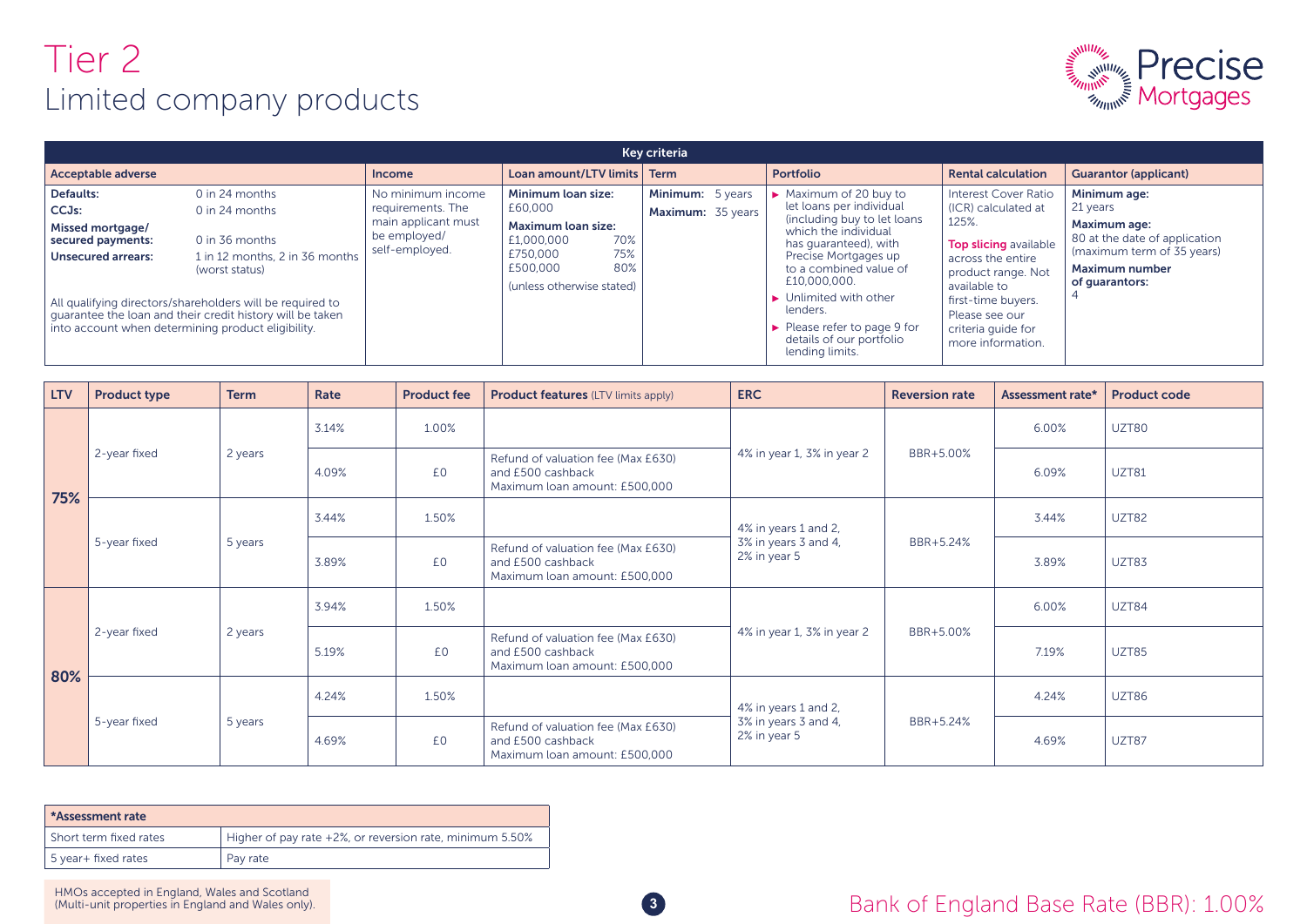# Tier 2
## Limited company products

| Key criteria | | | | | | |
|---|---|---|---|---|---|---|
| **Acceptable adverse** | **Income** | **Loan amount/LTV limits** | **Term** | **Portfolio** | **Rental calculation** | **Guarantor (applicant)** |
| **Defaults:** 0 in 24 months<br>**CCJs:** 0 in 24 months<br>**Missed mortgage/ secured payments:** 0 in 36 months<br>**Unsecured arrears:** 1 in 12 months, 2 in 36 months (worst status)<br><br>All qualifying directors/shareholders will be required to guarantee the loan and their credit history will be taken into account when determining product eligibility. | No minimum income requirements. The main applicant must be employed/ self-employed. | **Minimum loan size:** £60,000<br>**Maximum loan size:**<br>£1,000,000 70%<br>£750,000 75%<br>£500,000 80%<br>(unless otherwise stated) | **Minimum:** 5 years<br>**Maximum:** 35 years | ► Maximum of 20 buy to let loans per individual (including buy to let loans which the individual has guaranteed), with Precise Mortgages up to a combined value of £10,000,000.<br>► Unlimited with other lenders.<br>► Please refer to page 9 for details of our portfolio lending limits. | Interest Cover Ratio (ICR) calculated at 125%.<br><br>Top slicing available across the entire product range. Not available to first-time buyers. Please see our criteria guide for more information. | **Minimum age:** 21 years<br>**Maximum age:** 80 at the date of application (maximum term of 35 years)<br>**Maximum number of guarantors:** 4 |

| LTV | Product type | Term | Rate | Product fee | Product features (LTV limits apply) | ERC | Reversion rate | Assessment rate* | Product code |
|---|---|---|---|---|---|---|---|---|---|
| 75% | 2-year fixed | 2 years | 3.14% | 1.00% | | 4% in year 1, 3% in year 2 | BBR+5.00% | 6.00% | UZT80 |
| 75% | 2-year fixed | 2 years | 4.09% | £0 | Refund of valuation fee (Max £630) and £500 cashback<br>Maximum loan amount: £500,000 | 4% in year 1, 3% in year 2 | BBR+5.00% | 6.09% | UZT81 |
| 75% | 5-year fixed | 5 years | 3.44% | 1.50% | | 4% in years 1 and 2, 3% in years 3 and 4, 2% in year 5 | BBR+5.24% | 3.44% | UZT82 |
| 75% | 5-year fixed | 5 years | 3.89% | £0 | Refund of valuation fee (Max £630) and £500 cashback<br>Maximum loan amount: £500,000 | 4% in years 1 and 2, 3% in years 3 and 4, 2% in year 5 | BBR+5.24% | 3.89% | UZT83 |
| 80% | 2-year fixed | 2 years | 3.94% | 1.50% | | 4% in year 1, 3% in year 2 | BBR+5.00% | 6.00% | UZT84 |
| 80% | 2-year fixed | 2 years | 5.19% | £0 | Refund of valuation fee (Max £630) and £500 cashback<br>Maximum loan amount: £500,000 | 4% in year 1, 3% in year 2 | BBR+5.00% | 7.19% | UZT85 |
| 80% | 5-year fixed | 5 years | 4.24% | 1.50% | | 4% in years 1 and 2, 3% in years 3 and 4, 2% in year 5 | BBR+5.24% | 4.24% | UZT86 |
| 80% | 5-year fixed | 5 years | 4.69% | £0 | Refund of valuation fee (Max £630) and £500 cashback<br>Maximum loan amount: £500,000 | 4% in years 1 and 2, 3% in years 3 and 4, 2% in year 5 | BBR+5.24% | 4.69% | UZT87 |

| *Assessment rate | |
|---|---|
| Short term fixed rates | Higher of pay rate +2%, or reversion rate, minimum 5.50% |
| 5 year+ fixed rates | Pay rate |

HMOs accepted in England, Wales and Scotland (Multi-unit properties in England and Wales only).

Bank of England Base Rate (BBR): 1.00%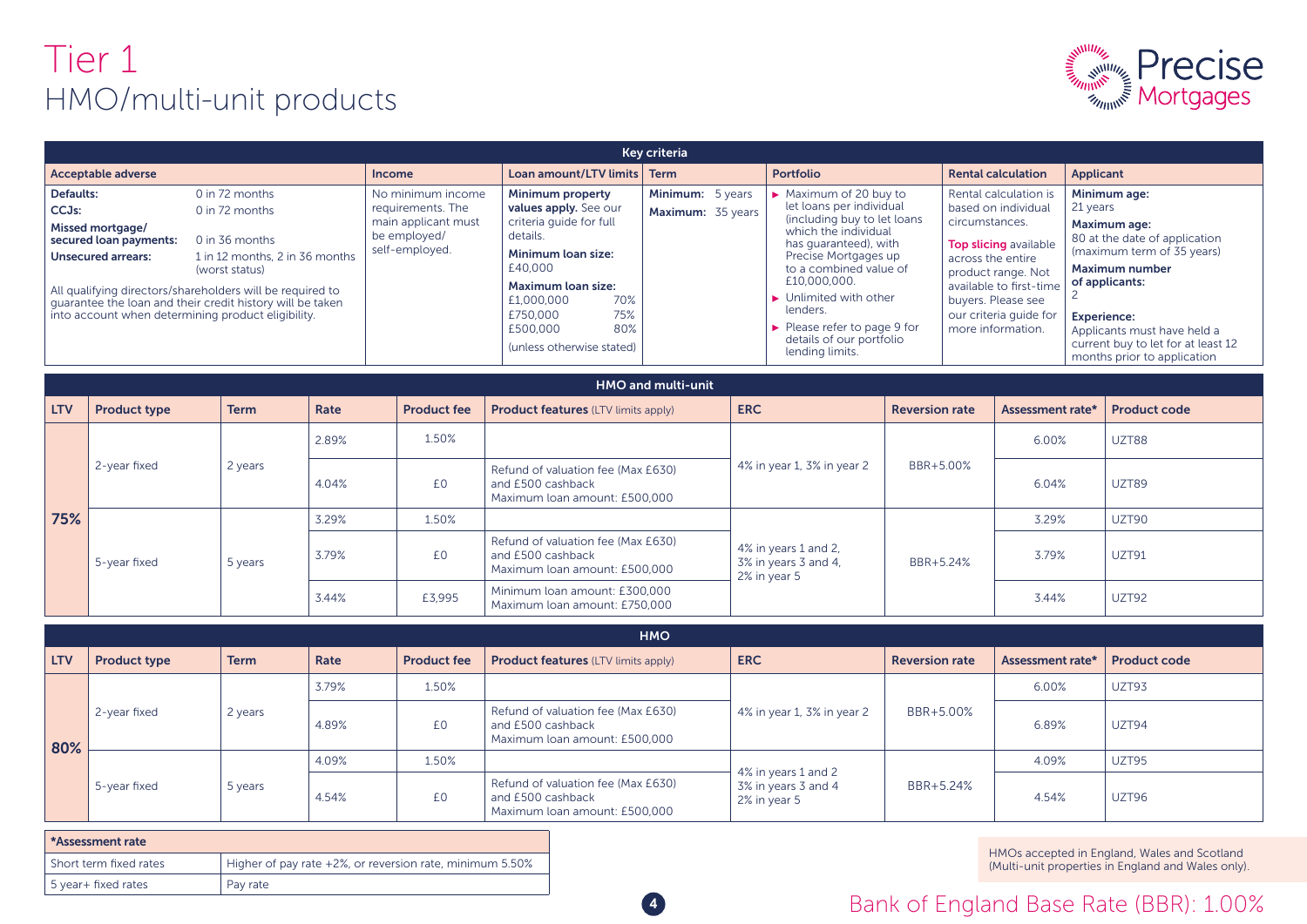# Tier 1

## HMO/multi-unit products

Precise Mortgages

| Key criteria | | | | | | |
|---|---|---|---|---|---|---|
| **Acceptable adverse** | **Income** | **Loan amount/LTV limits** | **Term** | **Portfolio** | **Rental calculation** | **Applicant** |
| **Defaults:** 0 in 72 months<br>**CCJs:** 0 in 72 months<br>**Missed mortgage/ secured loan payments:** 0 in 36 months<br>**Unsecured arrears:** 1 in 12 months, 2 in 36 months (worst status)<br><br>All qualifying directors/shareholders will be required to guarantee the loan and their credit history will be taken into account when determining product eligibility. | No minimum income requirements. The main applicant must be employed/ self-employed. | **Minimum property values apply.** See our criteria guide for full details.<br>**Minimum loan size:** £40,000<br>**Maximum loan size:**<br>£1,000,000 70%<br>£750,000 75%<br>£500,000 80%<br>(unless otherwise stated) | **Minimum:** 5 years<br>**Maximum:** 35 years | ► Maximum of 20 buy to let loans per individual (including buy to let loans which the individual has guaranteed), with Precise Mortgages up to a combined value of £10,000,000.<br>► Unlimited with other lenders.<br>► Please refer to page 9 for details of our portfolio lending limits. | Rental calculation is based on individual circumstances.<br><br>Top slicing available across the entire product range. Not available to first-time buyers. Please see our criteria guide for more information. | **Minimum age:** 21 years<br>**Maximum age:** 80 at the date of application (maximum term of 35 years)<br>**Maximum number of applicants:** 2<br>**Experience:** Applicants must have held a current buy to let for at least 12 months prior to application |

### HMO and multi-unit

| LTV | Product type | Term | Rate | Product fee | Product features (LTV limits apply) | ERC | Reversion rate | Assessment rate* | Product code |
|---|---|---|---|---|---|---|---|---|---|
| 75% | 2-year fixed | 2 years | 2.89% | 1.50% | | 4% in year 1, 3% in year 2 | BBR+5.00% | 6.00% | UZT88 |
| | | | 4.04% | £0 | Refund of valuation fee (Max £630) and £500 cashback<br>Maximum loan amount: £500,000 | | | 6.04% | UZT89 |
| | 5-year fixed | 5 years | 3.29% | 1.50% | | 4% in years 1 and 2, 3% in years 3 and 4, 2% in year 5 | BBR+5.24% | 3.29% | UZT90 |
| | | | 3.79% | £0 | Refund of valuation fee (Max £630) and £500 cashback<br>Maximum loan amount: £500,000 | | | 3.79% | UZT91 |
| | | | 3.44% | £3,995 | Minimum loan amount: £300,000<br>Maximum loan amount: £750,000 | | | 3.44% | UZT92 |

### HMO

| LTV | Product type | Term | Rate | Product fee | Product features (LTV limits apply) | ERC | Reversion rate | Assessment rate* | Product code |
|---|---|---|---|---|---|---|---|---|---|
| 80% | 2-year fixed | 2 years | 3.79% | 1.50% | | 4% in year 1, 3% in year 2 | BBR+5.00% | 6.00% | UZT93 |
| | | | 4.89% | £0 | Refund of valuation fee (Max £630) and £500 cashback<br>Maximum loan amount: £500,000 | | | 6.89% | UZT94 |
| | 5-year fixed | 5 years | 4.09% | 1.50% | | 4% in years 1 and 2, 3% in years 3 and 4, 2% in year 5 | BBR+5.24% | 4.09% | UZT95 |
| | | | 4.54% | £0 | Refund of valuation fee (Max £630) and £500 cashback<br>Maximum loan amount: £500,000 | | | 4.54% | UZT96 |

| *Assessment rate | |
|---|---|
| Short term fixed rates | Higher of pay rate +2%, or reversion rate, minimum 5.50% |
| 5 year+ fixed rates | Pay rate |

HMOs accepted in England, Wales and Scotland (Multi-unit properties in England and Wales only).

Bank of England Base Rate (BBR): 1.00%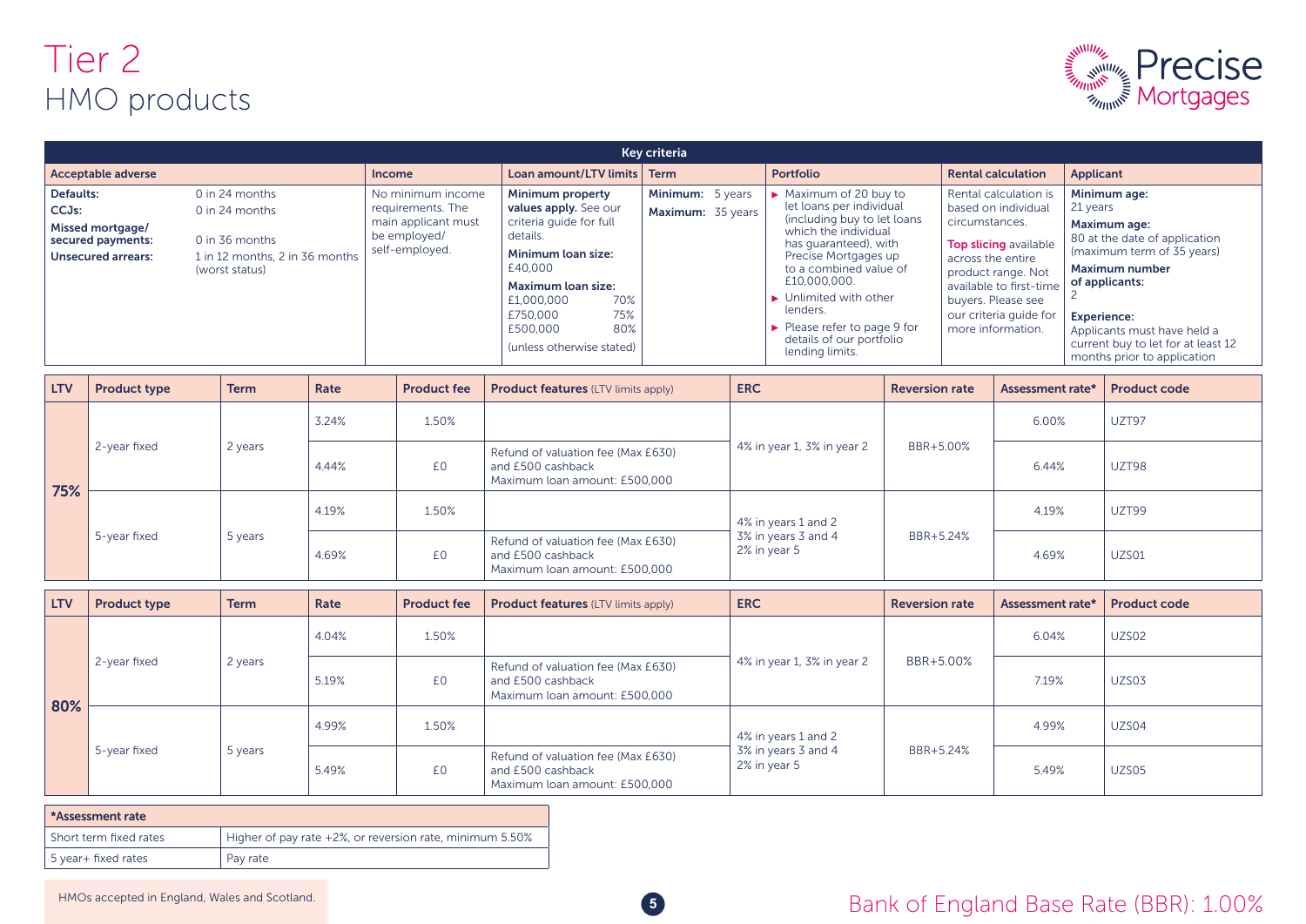# Tier 2

## HMO products

| Key criteria | | | | | | | | |
|---|---|---|---|---|---|---|---|---|
| **Acceptable adverse** | | **Income** | **Loan amount/LTV limits** | **Term** | **Portfolio** | **Rental calculation** | **Applicant** |
| **Defaults:** | 0 in 24 months | No minimum income requirements. The main applicant must be employed/ self-employed. | **Minimum property values apply.** See our criteria guide for full details. **Minimum loan size:** £40,000 **Maximum loan size:** £1,000,000 70% £750,000 75% £500,000 80% (unless otherwise stated) | **Minimum:** 5 years **Maximum:** 35 years | ▸ Maximum of 20 buy to let loans per individual (including buy to let loans which the individual has guaranteed), with Precise Mortgages up to a combined value of £10,000,000. ▸ Unlimited with other lenders. ▸ Please refer to page 9 for details of our portfolio lending limits. | Rental calculation is based on individual circumstances. **Top slicing** available across the entire product range. Not available to first-time buyers. Please see our criteria guide for more information. | **Minimum age:** 21 years **Maximum age:** 80 at the date of application (maximum term of 35 years) **Maximum number of applicants:** 2 **Experience:** Applicants must have held a current buy to let for at least 12 months prior to application |
| **CCJs:** | 0 in 24 months | | | | | | |
| **Missed mortgage/ secured payments:** | 0 in 36 months | | | | | | |
| **Unsecured arrears:** | 1 in 12 months, 2 in 36 months (worst status) | | | | | | |

| LTV | Product type | Term | Rate | Product fee | Product features (LTV limits apply) | ERC | Reversion rate | Assessment rate* | Product code |
|---|---|---|---|---|---|---|---|---|---|
| 75% | 2-year fixed | 2 years | 3.24% | 1.50% | | 4% in year 1, 3% in year 2 | BBR+5.00% | 6.00% | UZT97 |
| | | | 4.44% | £0 | Refund of valuation fee (Max £630) and £500 cashback Maximum loan amount: £500,000 | | | 6.44% | UZT98 |
| | 5-year fixed | 5 years | 4.19% | 1.50% | | 4% in years 1 and 2 3% in years 3 and 4 2% in year 5 | BBR+5.24% | 4.19% | UZT99 |
| | | | 4.69% | £0 | Refund of valuation fee (Max £630) and £500 cashback Maximum loan amount: £500,000 | | | 4.69% | UZS01 |

| LTV | Product type | Term | Rate | Product fee | Product features (LTV limits apply) | ERC | Reversion rate | Assessment rate* | Product code |
|---|---|---|---|---|---|---|---|---|---|
| 80% | 2-year fixed | 2 years | 4.04% | 1.50% | | 4% in year 1, 3% in year 2 | BBR+5.00% | 6.04% | UZS02 |
| | | | 5.19% | £0 | Refund of valuation fee (Max £630) and £500 cashback Maximum loan amount: £500,000 | | | 7.19% | UZS03 |
| | 5-year fixed | 5 years | 4.99% | 1.50% | | 4% in years 1 and 2 3% in years 3 and 4 2% in year 5 | BBR+5.24% | 4.99% | UZS04 |
| | | | 5.49% | £0 | Refund of valuation fee (Max £630) and £500 cashback Maximum loan amount: £500,000 | | | 5.49% | UZS05 |

| *Assessment rate | |
|---|---|
| Short term fixed rates | Higher of pay rate +2%, or reversion rate, minimum 5.50% |
| 5 year+ fixed rates | Pay rate |

HMOs accepted in England, Wales and Scotland.

Bank of England Base Rate (BBR): 1.00%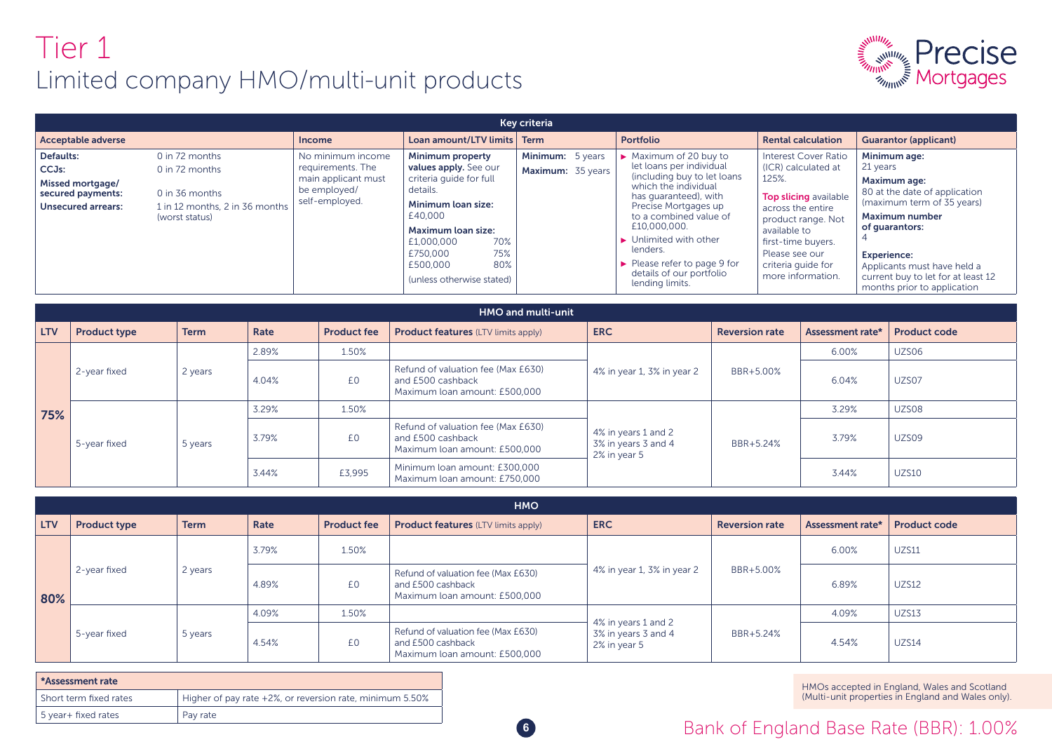# Tier 1

## Limited company HMO/multi-unit products

Precise Mortgages

| Key criteria | | | | | | | |
|---|---|---|---|---|---|---|---|
| **Acceptable adverse** | | **Income** | **Loan amount/LTV limits** | **Term** | **Portfolio** | **Rental calculation** | **Guarantor (applicant)** |
| **Defaults:** 0 in 72 months<br>**CCJs:** 0 in 72 months<br>**Missed mortgage/ secured payments:** 0 in 36 months<br>**Unsecured arrears:** 1 in 12 months, 2 in 36 months (worst status) | | No minimum income requirements. The main applicant must be employed/ self-employed. | **Minimum property values apply.** See our criteria guide for full details.<br>**Minimum loan size:** £40,000<br>**Maximum loan size:**<br>£1,000,000 70%<br>£750,000 75%<br>£500,000 80%<br>(unless otherwise stated) | **Minimum:** 5 years<br>**Maximum:** 35 years | ► Maximum of 20 buy to let loans per individual (including buy to let loans which the individual has guaranteed), with Precise Mortgages up to a combined value of £10,000,000.<br>► Unlimited with other lenders.<br>► Please refer to page 9 for details of our portfolio lending limits. | Interest Cover Ratio (ICR) calculated at 125%.<br>**Top slicing** available across the entire product range. Not available to first-time buyers. Please see our criteria guide for more information. | **Minimum age:** 21 years<br>**Maximum age:** 80 at the date of application (maximum term of 35 years)<br>**Maximum number of guarantors:** 4<br>**Experience:** Applicants must have held a current buy to let for at least 12 months prior to application |

| HMO and multi-unit | | | | | | | | | |
|---|---|---|---|---|---|---|---|---|---|
| **LTV** | **Product type** | **Term** | **Rate** | **Product fee** | **Product features** (LTV limits apply) | **ERC** | **Reversion rate** | **Assessment rate*** | **Product code** |
| 75% | 2-year fixed | 2 years | 2.89% | 1.50% | | 4% in year 1, 3% in year 2 | BBR+5.00% | 6.00% | UZS06 |
| | | | 4.04% | £0 | Refund of valuation fee (Max £630) and £500 cashback<br>Maximum loan amount: £500,000 | | | 6.04% | UZS07 |
| | 5-year fixed | 5 years | 3.29% | 1.50% | | 4% in years 1 and 2<br>3% in years 3 and 4<br>2% in year 5 | BBR+5.24% | 3.29% | UZS08 |
| | | | 3.79% | £0 | Refund of valuation fee (Max £630) and £500 cashback<br>Maximum loan amount: £500,000 | | | 3.79% | UZS09 |
| | | | 3.44% | £3,995 | Minimum loan amount: £300,000<br>Maximum loan amount: £750,000 | | | 3.44% | UZS10 |

| HMO | | | | | | | | | |
|---|---|---|---|---|---|---|---|---|---|
| **LTV** | **Product type** | **Term** | **Rate** | **Product fee** | **Product features** (LTV limits apply) | **ERC** | **Reversion rate** | **Assessment rate*** | **Product code** |
| 80% | 2-year fixed | 2 years | 3.79% | 1.50% | | 4% in year 1, 3% in year 2 | BBR+5.00% | 6.00% | UZS11 |
| | | | 4.89% | £0 | Refund of valuation fee (Max £630) and £500 cashback<br>Maximum loan amount: £500,000 | | | 6.89% | UZS12 |
| | 5-year fixed | 5 years | 4.09% | 1.50% | | 4% in years 1 and 2<br>3% in years 3 and 4<br>2% in year 5 | BBR+5.24% | 4.09% | UZS13 |
| | | | 4.54% | £0 | Refund of valuation fee (Max £630) and £500 cashback<br>Maximum loan amount: £500,000 | | | 4.54% | UZS14 |

| *Assessment rate | |
|---|---|
| Short term fixed rates | Higher of pay rate +2%, or reversion rate, minimum 5.50% |
| 5 year+ fixed rates | Pay rate |

HMOs accepted in England, Wales and Scotland (Multi-unit properties in England and Wales only).

Bank of England Base Rate (BBR): 1.00%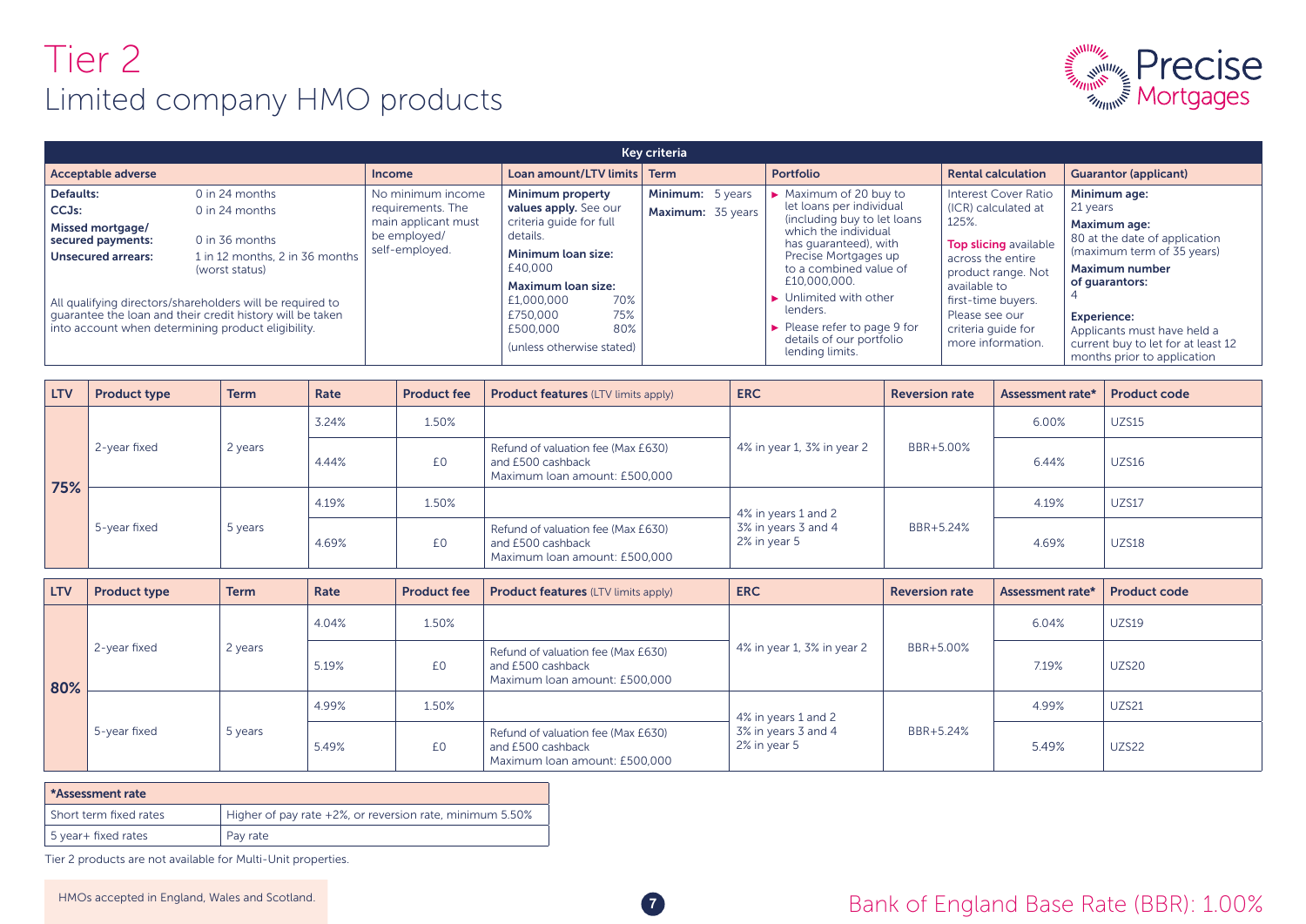# Tier 2

## Limited company HMO products

| Key criteria | | | | | | | |
|---|---|---|---|---|---|---|---|
| **Acceptable adverse** | | **Income** | **Loan amount/LTV limits** | **Term** | **Portfolio** | **Rental calculation** | **Guarantor (applicant)** |
| **Defaults:** 0 in 24 months<br>**CCJs:** 0 in 24 months<br>**Missed mortgage/ secured payments:** 0 in 36 months<br>**Unsecured arrears:** 1 in 12 months, 2 in 36 months (worst status)<br><br>All qualifying directors/shareholders will be required to guarantee the loan and their credit history will be taken into account when determining product eligibility. | | No minimum income requirements. The main applicant must be employed/ self-employed. | **Minimum property values apply.** See our criteria guide for full details.<br>**Minimum loan size:** £40,000<br>**Maximum loan size:**<br>£1,000,000 70%<br>£750,000 75%<br>£500,000 80%<br>(unless otherwise stated) | **Minimum:** 5 years<br>**Maximum:** 35 years | ▶ Maximum of 20 buy to let loans per individual (including buy to let loans which the individual has guaranteed), with Precise Mortgages up to a combined value of £10,000,000.<br>▶ Unlimited with other lenders.<br>▶ Please refer to page 9 for details of our portfolio lending limits. | Interest Cover Ratio (ICR) calculated at 125%.<br>**Top slicing** available across the entire product range. Not available to first-time buyers. Please see our criteria guide for more information. | **Minimum age:** 21 years<br>**Maximum age:** 80 at the date of application (maximum term of 35 years)<br>**Maximum number of guarantors:** 4<br>**Experience:** Applicants must have held a current buy to let for at least 12 months prior to application |

| LTV | Product type | Term | Rate | Product fee | Product features (LTV limits apply) | ERC | Reversion rate | Assessment rate* | Product code |
|---|---|---|---|---|---|---|---|---|---|
| **75%** | 2-year fixed | 2 years | 3.24% | 1.50% | | 4% in year 1, 3% in year 2 | BBR+5.00% | 6.00% | UZS15 |
| | | | 4.44% | £0 | Refund of valuation fee (Max £630) and £500 cashback<br>Maximum loan amount: £500,000 | | | 6.44% | UZS16 |
| | 5-year fixed | 5 years | 4.19% | 1.50% | | 4% in years 1 and 2<br>3% in years 3 and 4<br>2% in year 5 | BBR+5.24% | 4.19% | UZS17 |
| | | | 4.69% | £0 | Refund of valuation fee (Max £630) and £500 cashback<br>Maximum loan amount: £500,000 | | | 4.69% | UZS18 |

| LTV | Product type | Term | Rate | Product fee | Product features (LTV limits apply) | ERC | Reversion rate | Assessment rate* | Product code |
|---|---|---|---|---|---|---|---|---|---|
| **80%** | 2-year fixed | 2 years | 4.04% | 1.50% | | 4% in year 1, 3% in year 2 | BBR+5.00% | 6.04% | UZS19 |
| | | | 5.19% | £0 | Refund of valuation fee (Max £630) and £500 cashback<br>Maximum loan amount: £500,000 | | | 7.19% | UZS20 |
| | 5-year fixed | 5 years | 4.99% | 1.50% | | 4% in years 1 and 2<br>3% in years 3 and 4<br>2% in year 5 | BBR+5.24% | 4.99% | UZS21 |
| | | | 5.49% | £0 | Refund of valuation fee (Max £630) and £500 cashback<br>Maximum loan amount: £500,000 | | | 5.49% | UZS22 |

| *Assessment rate | |
|---|---|
| Short term fixed rates | Higher of pay rate +2%, or reversion rate, minimum 5.50% |
| 5 year+ fixed rates | Pay rate |

Tier 2 products are not available for Multi-Unit properties.

HMOs accepted in England, Wales and Scotland.

Bank of England Base Rate (BBR): 1.00%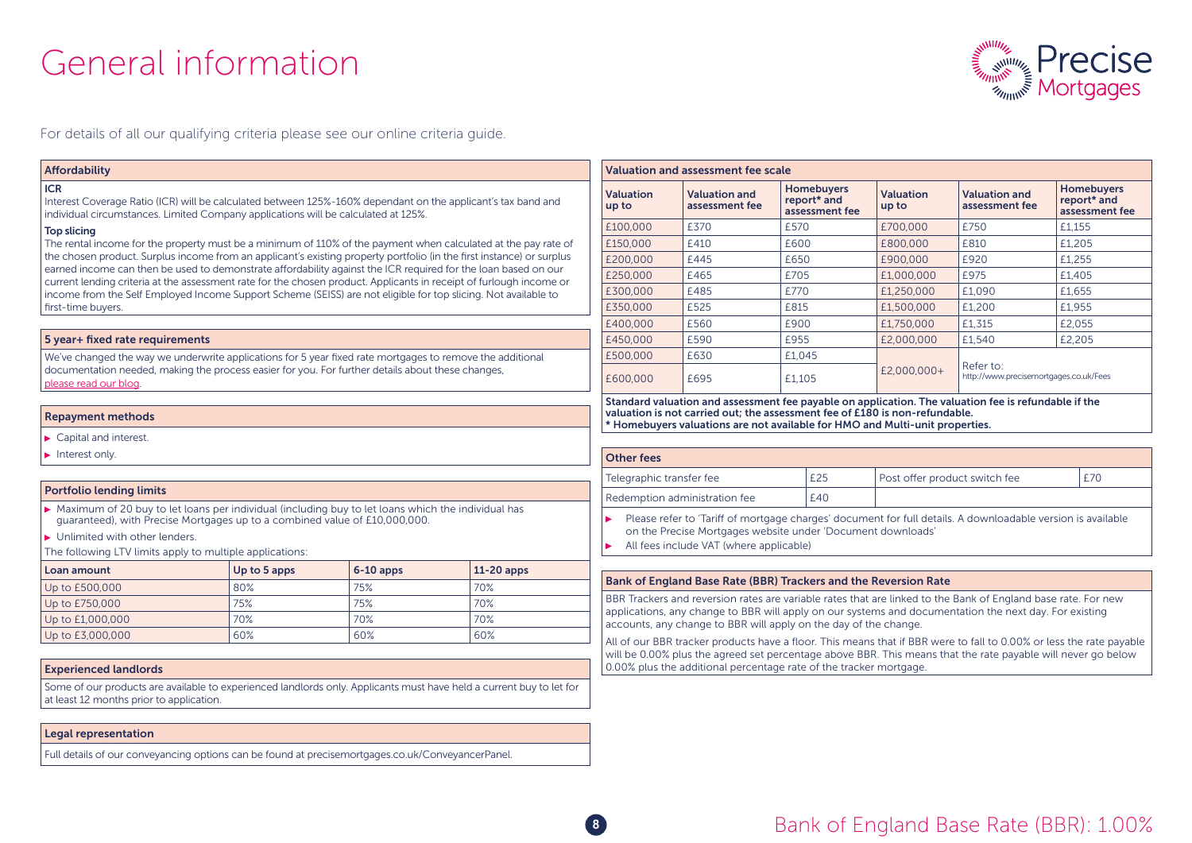# General information

For details of all our qualifying criteria please see our online criteria guide.

## Affordability

**ICR**

Interest Coverage Ratio (ICR) will be calculated between 125%-160% dependant on the applicant's tax band and individual circumstances. Limited Company applications will be calculated at 125%.

**Top slicing**

The rental income for the property must be a minimum of 110% of the payment when calculated at the pay rate of the chosen product. Surplus income from an applicant's existing property portfolio (in the first instance) or surplus earned income can then be used to demonstrate affordability against the ICR required for the loan based on our current lending criteria at the assessment rate for the chosen product. Applicants in receipt of furlough income or income from the Self Employed Income Support Scheme (SEISS) are not eligible for top slicing. Not available to first-time buyers.

## 5 year+ fixed rate requirements

We've changed the way we underwrite applications for 5 year fixed rate mortgages to remove the additional documentation needed, making the process easier for you. For further details about these changes, please read our blog.

## Repayment methods

- Capital and interest.
- Interest only.

## Portfolio lending limits

- Maximum of 20 buy to let loans per individual (including buy to let loans which the individual has guaranteed), with Precise Mortgages up to a combined value of £10,000,000.
- Unlimited with other lenders.

The following LTV limits apply to multiple applications:

| Loan amount | Up to 5 apps | 6-10 apps | 11-20 apps |
|---|---|---|---|
| Up to £500,000 | 80% | 75% | 70% |
| Up to £750,000 | 75% | 75% | 70% |
| Up to £1,000,000 | 70% | 70% | 70% |
| Up to £3,000,000 | 60% | 60% | 60% |

## Experienced landlords

Some of our products are available to experienced landlords only. Applicants must have held a current buy to let for at least 12 months prior to application.

## Legal representation

Full details of our conveyancing options can be found at precisemortgages.co.uk/ConveyancerPanel.

## Valuation and assessment fee scale

| Valuation up to | Valuation and assessment fee | Homebuyers report* and assessment fee | Valuation up to | Valuation and assessment fee | Homebuyers report* and assessment fee |
|---|---|---|---|---|---|
| £100,000 | £370 | £570 | £700,000 | £750 | £1,155 |
| £150,000 | £410 | £600 | £800,000 | £810 | £1,205 |
| £200,000 | £445 | £650 | £900,000 | £920 | £1,255 |
| £250,000 | £465 | £705 | £1,000,000 | £975 | £1,405 |
| £300,000 | £485 | £770 | £1,250,000 | £1,090 | £1,655 |
| £350,000 | £525 | £815 | £1,500,000 | £1,200 | £1,955 |
| £400,000 | £560 | £900 | £1,750,000 | £1,315 | £2,055 |
| £450,000 | £590 | £955 | £2,000,000 | £1,540 | £2,205 |
| £500,000 | £630 | £1,045 | £2,000,000+ | Refer to: http://www.precisemortgages.co.uk/Fees | |
| £600,000 | £695 | £1,105 | | | |

**Standard valuation and assessment fee payable on application. The valuation fee is refundable if the valuation is not carried out; the assessment fee of £180 is non-refundable.**
**\* Homebuyers valuations are not available for HMO and Multi-unit properties.**

## Other fees

| Telegraphic transfer fee | £25 | Post offer product switch fee | £70 |
|---|---|---|---|
| Redemption administration fee | £40 | | |

- Please refer to 'Tariff of mortgage charges' document for full details. A downloadable version is available on the Precise Mortgages website under 'Document downloads'
- All fees include VAT (where applicable)

## Bank of England Base Rate (BBR) Trackers and the Reversion Rate

BBR Trackers and reversion rates are variable rates that are linked to the Bank of England base rate. For new applications, any change to BBR will apply on our systems and documentation the next day. For existing accounts, any change to BBR will apply on the day of the change.

All of our BBR tracker products have a floor. This means that if BBR were to fall to 0.00% or less the rate payable will be 0.00% plus the agreed set percentage above BBR. This means that the rate payable will never go below 0.00% plus the additional percentage rate of the tracker mortgage.

Bank of England Base Rate (BBR): 1.00%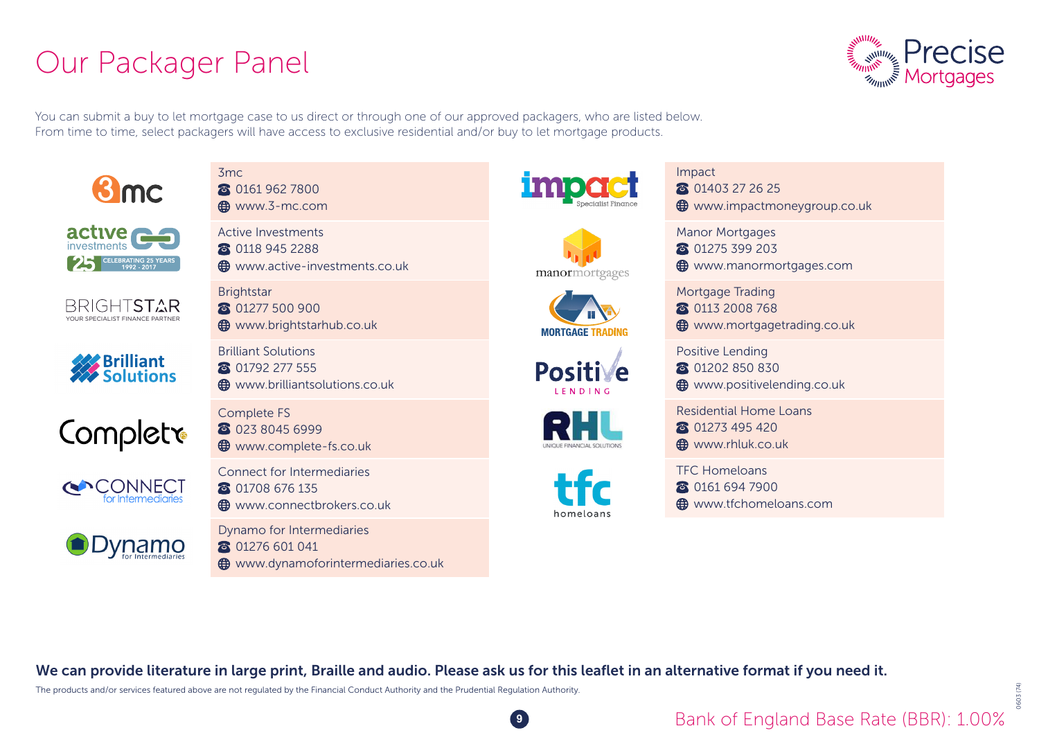# Our Packager Panel

You can submit a buy to let mortgage case to us direct or through one of our approved packagers, who are listed below.
From time to time, select packagers will have access to exclusive residential and/or buy to let mortgage products.

| Packager | Telephone | Website |
|---|---|---|
| 3mc | 0161 962 7800 | www.3-mc.com |
| Active Investments | 0118 945 2288 | www.active-investments.co.uk |
| Brightstar | 01277 500 900 | www.brightstarhub.co.uk |
| Brilliant Solutions | 01792 277 555 | www.brilliantsolutions.co.uk |
| Complete FS | 023 8045 6999 | www.complete-fs.co.uk |
| Connect for Intermediaries | 01708 676 135 | www.connectbrokers.co.uk |
| Dynamo for Intermediaries | 01276 601 041 | www.dynamoforintermediaries.co.uk |
| Impact | 01403 27 26 25 | www.impactmoneygroup.co.uk |
| Manor Mortgages | 01275 399 203 | www.manormortgages.com |
| Mortgage Trading | 0113 2008 768 | www.mortgagetrading.co.uk |
| Positive Lending | 01202 850 830 | www.positivelending.co.uk |
| Residential Home Loans | 01273 495 420 | www.rhluk.co.uk |
| TFC Homeloans | 0161 694 7900 | www.tfchomeloans.com |

**We can provide literature in large print, Braille and audio. Please ask us for this leaflet in an alternative format if you need it.**

The products and/or services featured above are not regulated by the Financial Conduct Authority and the Prudential Regulation Authority.

Bank of England Base Rate (BBR): 1.00%

0603 (74)